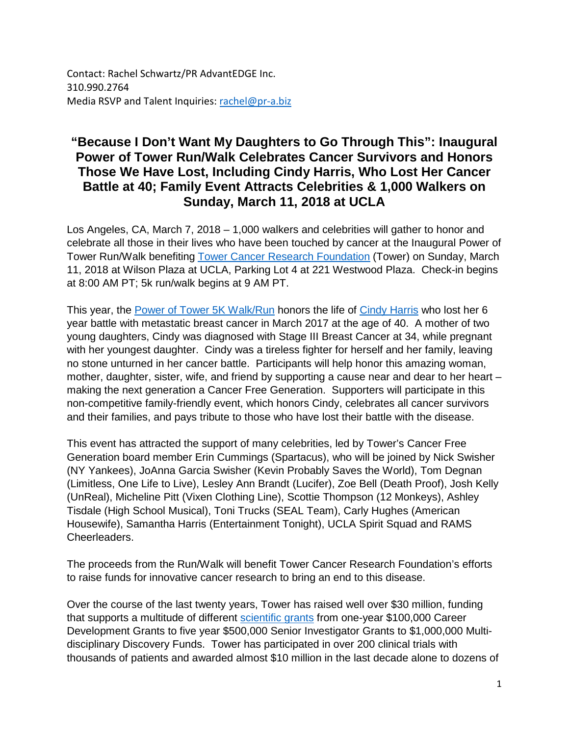Contact: Rachel Schwartz/PR AdvantEDGE Inc.
310.990.2764
Media RSVP and Talent Inquiries: [rachel@pr-a.biz](mailto:rachel@pr-a.biz)

## "Because I Don't Want My Daughters to Go Through This": Inaugural Power of Tower Run/Walk Celebrates Cancer Survivors and Honors Those We Have Lost, Including Cindy Harris, Who Lost Her Cancer Battle at 40; Family Event Attracts Celebrities & 1,000 Walkers on Sunday, March 11, 2018 at UCLA

Los Angeles, CA, March 7, 2018 – 1,000 walkers and celebrities will gather to honor and celebrate all those in their lives who have been touched by cancer at the Inaugural Power of Tower Run/Walk benefiting [Tower Cancer Research Foundation](#) (Tower) on Sunday, March 11, 2018 at Wilson Plaza at UCLA, Parking Lot 4 at 221 Westwood Plaza. Check-in begins at 8:00 AM PT; 5k run/walk begins at 9 AM PT.

This year, the [Power of Tower 5K Walk/Run](#) honors the life of [Cindy Harris](#) who lost her 6 year battle with metastatic breast cancer in March 2017 at the age of 40. A mother of two young daughters, Cindy was diagnosed with Stage III Breast Cancer at 34, while pregnant with her youngest daughter. Cindy was a tireless fighter for herself and her family, leaving no stone unturned in her cancer battle. Participants will help honor this amazing woman, mother, daughter, sister, wife, and friend by supporting a cause near and dear to her heart – making the next generation a Cancer Free Generation. Supporters will participate in this non-competitive family-friendly event, which honors Cindy, celebrates all cancer survivors and their families, and pays tribute to those who have lost their battle with the disease.

This event has attracted the support of many celebrities, led by Tower's Cancer Free Generation board member Erin Cummings (Spartacus), who will be joined by Nick Swisher (NY Yankees), JoAnna Garcia Swisher (Kevin Probably Saves the World), Tom Degnan (Limitless, One Life to Live), Lesley Ann Brandt (Lucifer), Zoe Bell (Death Proof), Josh Kelly (UnReal), Micheline Pitt (Vixen Clothing Line), Scottie Thompson (12 Monkeys), Ashley Tisdale (High School Musical), Toni Trucks (SEAL Team), Carly Hughes (American Housewife), Samantha Harris (Entertainment Tonight), UCLA Spirit Squad and RAMS Cheerleaders.

The proceeds from the Run/Walk will benefit Tower Cancer Research Foundation's efforts to raise funds for innovative cancer research to bring an end to this disease.

Over the course of the last twenty years, Tower has raised well over $30 million, funding that supports a multitude of different [scientific grants](#) from one-year $100,000 Career Development Grants to five year $500,000 Senior Investigator Grants to $1,000,000 Multi-disciplinary Discovery Funds. Tower has participated in over 200 clinical trials with thousands of patients and awarded almost $10 million in the last decade alone to dozens of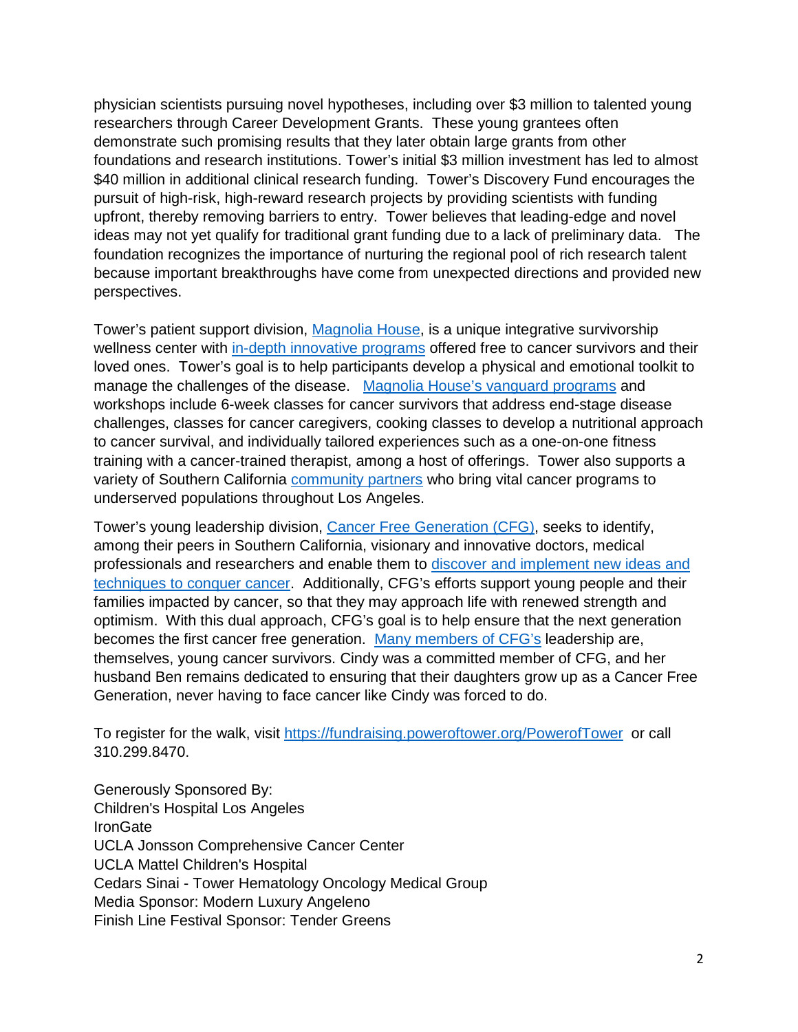physician scientists pursuing novel hypotheses, including over $3 million to talented young researchers through Career Development Grants. These young grantees often demonstrate such promising results that they later obtain large grants from other foundations and research institutions. Tower's initial $3 million investment has led to almost $40 million in additional clinical research funding. Tower's Discovery Fund encourages the pursuit of high-risk, high-reward research projects by providing scientists with funding upfront, thereby removing barriers to entry. Tower believes that leading-edge and novel ideas may not yet qualify for traditional grant funding due to a lack of preliminary data. The foundation recognizes the importance of nurturing the regional pool of rich research talent because important breakthroughs have come from unexpected directions and provided new perspectives.

Tower's patient support division, Magnolia House, is a unique integrative survivorship wellness center with in-depth innovative programs offered free to cancer survivors and their loved ones. Tower's goal is to help participants develop a physical and emotional toolkit to manage the challenges of the disease. Magnolia House's vanguard programs and workshops include 6-week classes for cancer survivors that address end-stage disease challenges, classes for cancer caregivers, cooking classes to develop a nutritional approach to cancer survival, and individually tailored experiences such as a one-on-one fitness training with a cancer-trained therapist, among a host of offerings. Tower also supports a variety of Southern California community partners who bring vital cancer programs to underserved populations throughout Los Angeles.

Tower's young leadership division, Cancer Free Generation (CFG), seeks to identify, among their peers in Southern California, visionary and innovative doctors, medical professionals and researchers and enable them to discover and implement new ideas and techniques to conquer cancer. Additionally, CFG's efforts support young people and their families impacted by cancer, so that they may approach life with renewed strength and optimism. With this dual approach, CFG's goal is to help ensure that the next generation becomes the first cancer free generation. Many members of CFG's leadership are, themselves, young cancer survivors. Cindy was a committed member of CFG, and her husband Ben remains dedicated to ensuring that their daughters grow up as a Cancer Free Generation, never having to face cancer like Cindy was forced to do.

To register for the walk, visit https://fundraising.poweroftower.org/PowerofTower or call 310.299.8470.

Generously Sponsored By:
Children's Hospital Los Angeles
IronGate
UCLA Jonsson Comprehensive Cancer Center
UCLA Mattel Children's Hospital
Cedars Sinai - Tower Hematology Oncology Medical Group
Media Sponsor: Modern Luxury Angeleno
Finish Line Festival Sponsor: Tender Greens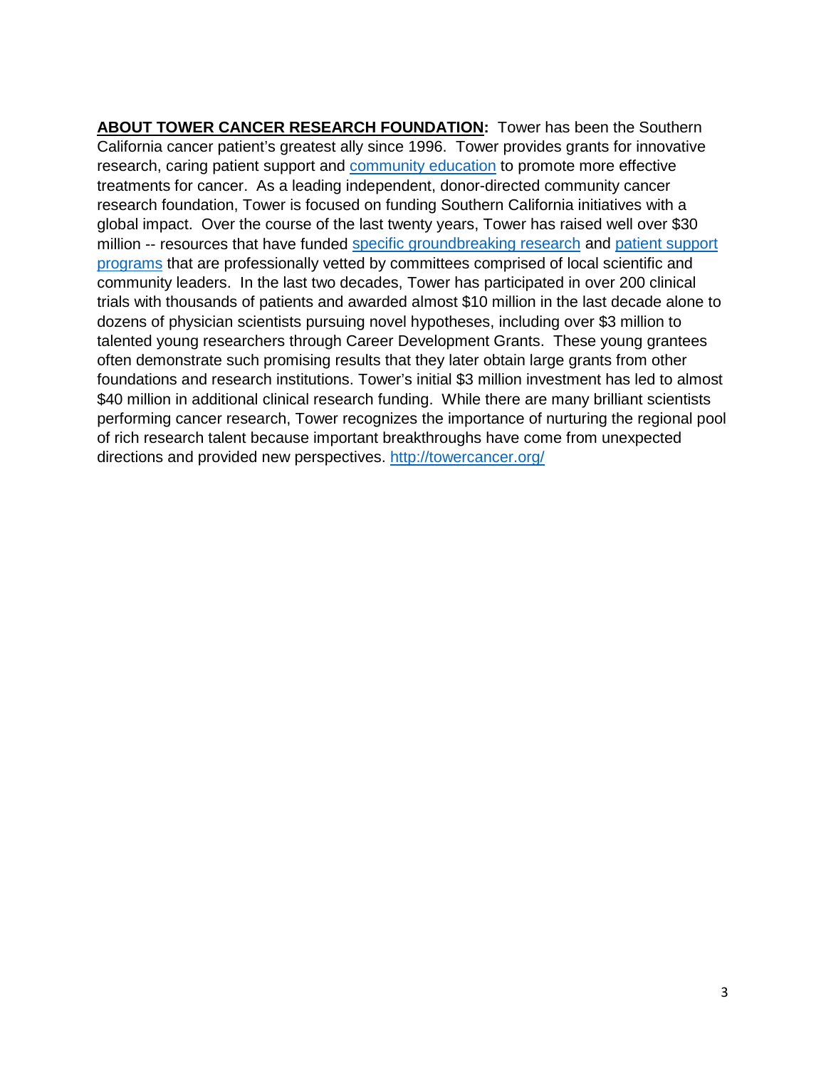**ABOUT TOWER CANCER RESEARCH FOUNDATION:** Tower has been the Southern California cancer patient's greatest ally since 1996. Tower provides grants for innovative research, caring patient support and [community education](#) to promote more effective treatments for cancer. As a leading independent, donor-directed community cancer research foundation, Tower is focused on funding Southern California initiatives with a global impact. Over the course of the last twenty years, Tower has raised well over $30 million -- resources that have funded [specific groundbreaking research](#) and [patient support programs](#) that are professionally vetted by committees comprised of local scientific and community leaders. In the last two decades, Tower has participated in over 200 clinical trials with thousands of patients and awarded almost $10 million in the last decade alone to dozens of physician scientists pursuing novel hypotheses, including over $3 million to talented young researchers through Career Development Grants. These young grantees often demonstrate such promising results that they later obtain large grants from other foundations and research institutions. Tower's initial $3 million investment has led to almost $40 million in additional clinical research funding. While there are many brilliant scientists performing cancer research, Tower recognizes the importance of nurturing the regional pool of rich research talent because important breakthroughs have come from unexpected directions and provided new perspectives. [http://towercancer.org/](http://towercancer.org/)